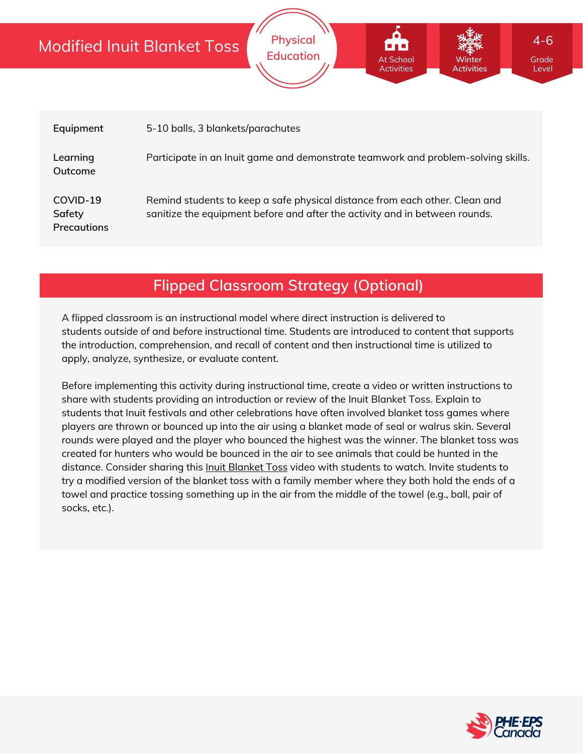# Modified Inuit Blanket Toss

Physical Education

At School Activities | Winter Activities | 4-6 Grade Level

| | |
|---|---|
| **Equipment** | 5-10 balls, 3 blankets/parachutes |
| **Learning Outcome** | Participate in an Inuit game and demonstrate teamwork and problem-solving skills. |
| **COVID-19 Safety Precautions** | Remind students to keep a safe physical distance from each other. Clean and sanitize the equipment before and after the activity and in between rounds. |

## Flipped Classroom Strategy (Optional)

A flipped classroom is an instructional model where direct instruction is delivered to students *outside of* and *before* instructional time. Students are introduced to content that supports the introduction, comprehension, and recall of content and then instructional time is utilized to apply, analyze, synthesize, or evaluate content.

Before implementing this activity during instructional time, create a video or written instructions to share with students providing an introduction or review of the Inuit Blanket Toss. Explain to students that Inuit festivals and other celebrations have often involved blanket toss games where players are thrown or bounced up into the air using a blanket made of seal or walrus skin. Several rounds were played and the player who bounced the highest was the winner. The blanket toss was created for hunters who would be bounced in the air to see animals that could be hunted in the distance. Consider sharing this Inuit Blanket Toss video with students to watch. Invite students to try a modified version of the blanket toss with a family member where they both hold the ends of a towel and practice tossing something up in the air from the middle of the towel (e.g., ball, pair of socks, etc.).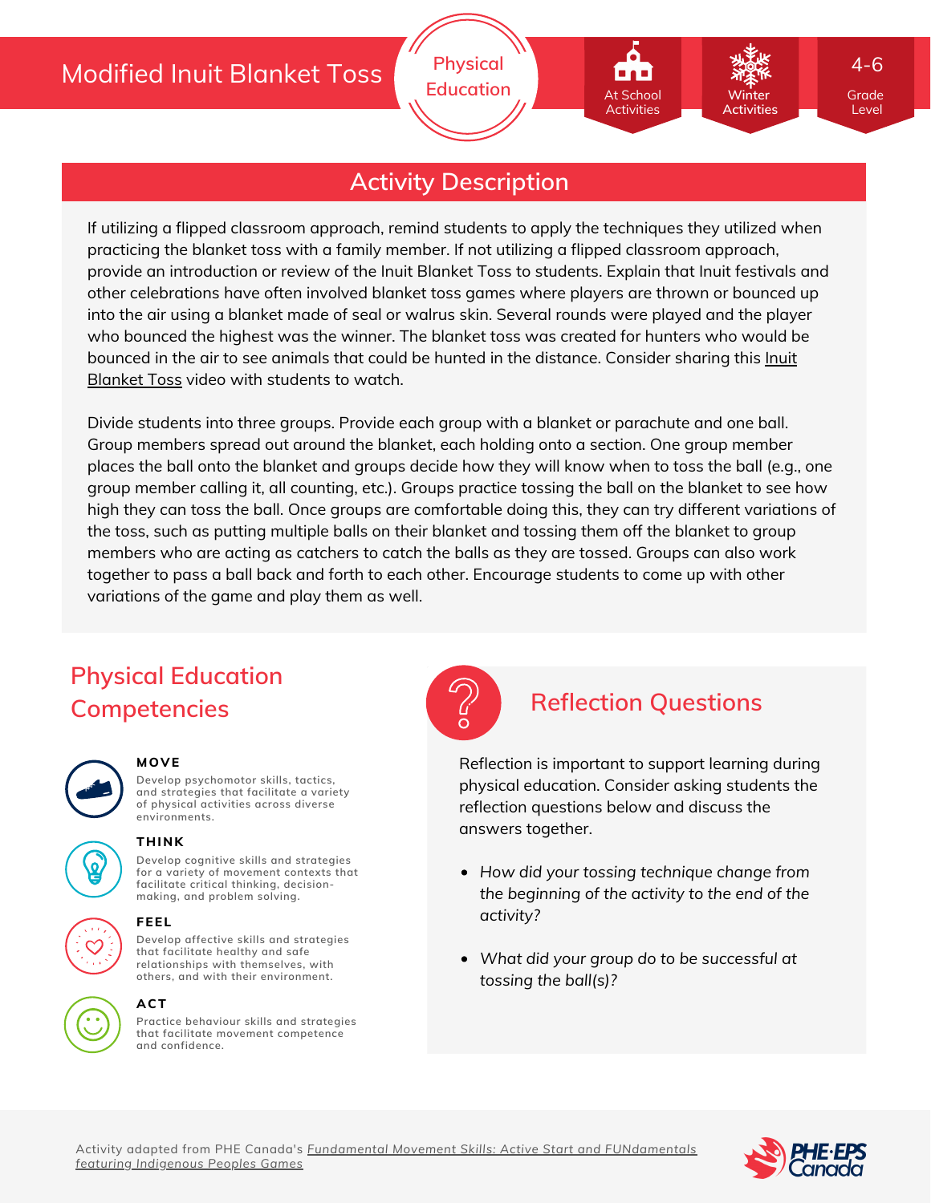# Modified Inuit Blanket Toss

Physical Education

At School Activities | Winter Activities | 4-6 Grade Level

## Activity Description

If utilizing a flipped classroom approach, remind students to apply the techniques they utilized when practicing the blanket toss with a family member. If not utilizing a flipped classroom approach, provide an introduction or review of the Inuit Blanket Toss to students. Explain that Inuit festivals and other celebrations have often involved blanket toss games where players are thrown or bounced up into the air using a blanket made of seal or walrus skin. Several rounds were played and the player who bounced the highest was the winner. The blanket toss was created for hunters who would be bounced in the air to see animals that could be hunted in the distance. Consider sharing this Inuit Blanket Toss video with students to watch.

Divide students into three groups. Provide each group with a blanket or parachute and one ball. Group members spread out around the blanket, each holding onto a section. One group member places the ball onto the blanket and groups decide how they will know when to toss the ball (e.g., one group member calling it, all counting, etc.). Groups practice tossing the ball on the blanket to see how high they can toss the ball. Once groups are comfortable doing this, they can try different variations of the toss, such as putting multiple balls on their blanket and tossing them off the blanket to group members who are acting as catchers to catch the balls as they are tossed. Groups can also work together to pass a ball back and forth to each other. Encourage students to come up with other variations of the game and play them as well.

## Physical Education Competencies

**MOVE**
Develop psychomotor skills, tactics, and strategies that facilitate a variety of physical activities across diverse environments.

**THINK**
Develop cognitive skills and strategies for a variety of movement contexts that facilitate critical thinking, decision-making, and problem solving.

**FEEL**
Develop affective skills and strategies that facilitate healthy and safe relationships with themselves, with others, and with their environment.

**ACT**
Practice behaviour skills and strategies that facilitate movement competence and confidence.

## Reflection Questions

Reflection is important to support learning during physical education. Consider asking students the reflection questions below and discuss the answers together.

- *How did your tossing technique change from the beginning of the activity to the end of the activity?*
- *What did your group do to be successful at tossing the ball(s)?*

Activity adapted from PHE Canada's *Fundamental Movement Skills: Active Start and FUNdamentals featuring Indigenous Peoples Games*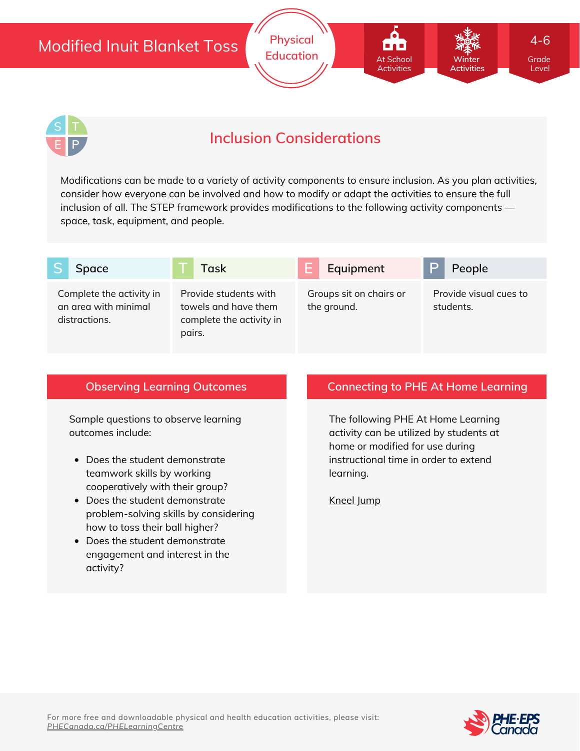# Modified Inuit Blanket Toss

Physical Education

At School Activities

Winter Activities

4-6 Grade Level

## Inclusion Considerations

Modifications can be made to a variety of activity components to ensure inclusion. As you plan activities, consider how everyone can be involved and how to modify or adapt the activities to ensure the full inclusion of all. The STEP framework provides modifications to the following activity components — space, task, equipment, and people.

| S Space | T Task | E Equipment | P People |
| --- | --- | --- | --- |
| Complete the activity in an area with minimal distractions. | Provide students with towels and have them complete the activity in pairs. | Groups sit on chairs or the ground. | Provide visual cues to students. |

## Observing Learning Outcomes

Sample questions to observe learning outcomes include:

- Does the student demonstrate teamwork skills by working cooperatively with their group?
- Does the student demonstrate problem-solving skills by considering how to toss their ball higher?
- Does the student demonstrate engagement and interest in the activity?

## Connecting to PHE At Home Learning

The following PHE At Home Learning activity can be utilized by students at home or modified for use during instructional time in order to extend learning.

Kneel Jump

For more free and downloadable physical and health education activities, please visit: PHECanada.ca/PHELearningCentre